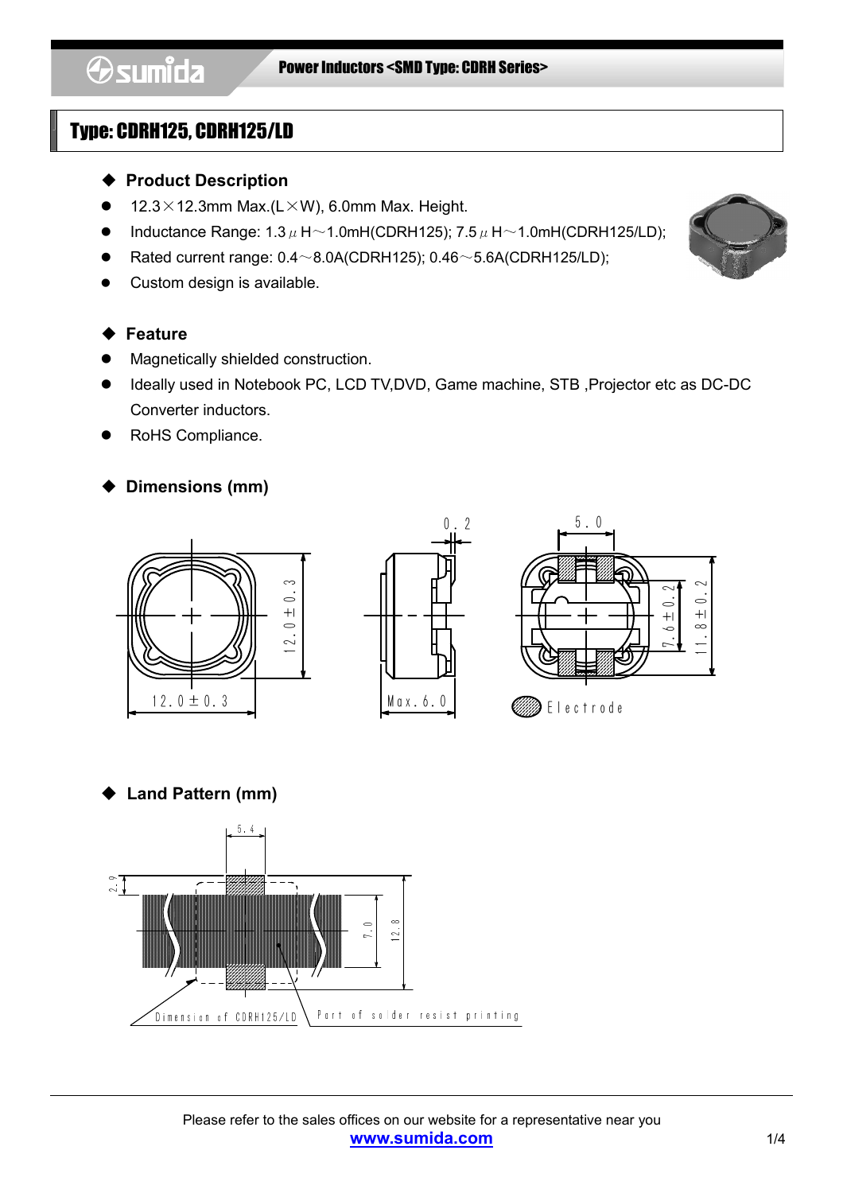# Type: CDRH125, CDRH125/LD

## ◆ Product Description

- 12.3×12.3mm Max.(L×W), 6.0mm Max. Height.
- Inductance Range: 1.3μH～1.0mH(CDRH125); 7.5μH～1.0mH(CDRH125/LD);
- Rated current range: 0.4～8.0A(CDRH125); 0.46～5.6A(CDRH125/LD);
- Custom design is available.

## ◆ Feature

- Magnetically shielded construction.
- Ideally used in Notebook PC, LCD TV,DVD, Game machine, STB ,Projector etc as DC-DC Converter inductors.
- RoHS Compliance.

## ◆ Dimensions (mm)

12.0±0.3

12.0±0.3

0.2

Max.6.0

5.0

7.6±0.2

11.8±0.2

Electrode

## ◆ Land Pattern (mm)

5.4

2.9

7.0

12.8

Dimension of CDRH125/LD

Part of solder resist printing

Please refer to the sales offices on our website for a representative near you

www.sumida.com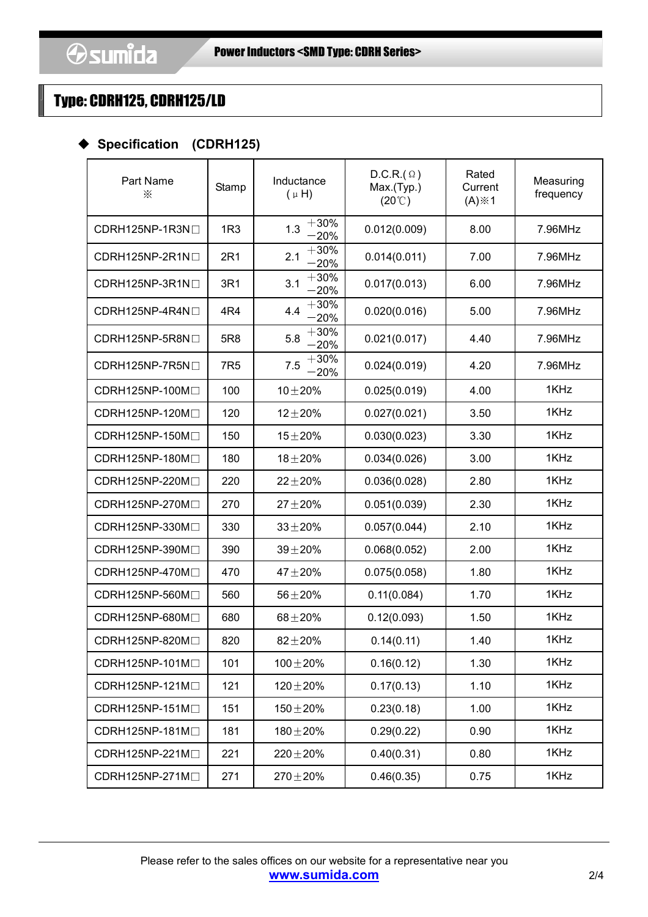# Type: CDRH125, CDRH125/LD

◆ **Specification (CDRH125)**

| Part Name ※ | Stamp | Inductance (μH) | D.C.R.(Ω) Max.(Typ.) (20℃) | Rated Current (A)※1 | Measuring frequency |
|---|---|---|---|---|---|
| CDRH125NP-1R3N□ | 1R3 | 1.3 +30% −20% | 0.012(0.009) | 8.00 | 7.96MHz |
| CDRH125NP-2R1N□ | 2R1 | 2.1 +30% −20% | 0.014(0.011) | 7.00 | 7.96MHz |
| CDRH125NP-3R1N□ | 3R1 | 3.1 +30% −20% | 0.017(0.013) | 6.00 | 7.96MHz |
| CDRH125NP-4R4N□ | 4R4 | 4.4 +30% −20% | 0.020(0.016) | 5.00 | 7.96MHz |
| CDRH125NP-5R8N□ | 5R8 | 5.8 +30% −20% | 0.021(0.017) | 4.40 | 7.96MHz |
| CDRH125NP-7R5N□ | 7R5 | 7.5 +30% −20% | 0.024(0.019) | 4.20 | 7.96MHz |
| CDRH125NP-100M□ | 100 | 10±20% | 0.025(0.019) | 4.00 | 1KHz |
| CDRH125NP-120M□ | 120 | 12±20% | 0.027(0.021) | 3.50 | 1KHz |
| CDRH125NP-150M□ | 150 | 15±20% | 0.030(0.023) | 3.30 | 1KHz |
| CDRH125NP-180M□ | 180 | 18±20% | 0.034(0.026) | 3.00 | 1KHz |
| CDRH125NP-220M□ | 220 | 22±20% | 0.036(0.028) | 2.80 | 1KHz |
| CDRH125NP-270M□ | 270 | 27±20% | 0.051(0.039) | 2.30 | 1KHz |
| CDRH125NP-330M□ | 330 | 33±20% | 0.057(0.044) | 2.10 | 1KHz |
| CDRH125NP-390M□ | 390 | 39±20% | 0.068(0.052) | 2.00 | 1KHz |
| CDRH125NP-470M□ | 470 | 47±20% | 0.075(0.058) | 1.80 | 1KHz |
| CDRH125NP-560M□ | 560 | 56±20% | 0.11(0.084) | 1.70 | 1KHz |
| CDRH125NP-680M□ | 680 | 68±20% | 0.12(0.093) | 1.50 | 1KHz |
| CDRH125NP-820M□ | 820 | 82±20% | 0.14(0.11) | 1.40 | 1KHz |
| CDRH125NP-101M□ | 101 | 100±20% | 0.16(0.12) | 1.30 | 1KHz |
| CDRH125NP-121M□ | 121 | 120±20% | 0.17(0.13) | 1.10 | 1KHz |
| CDRH125NP-151M□ | 151 | 150±20% | 0.23(0.18) | 1.00 | 1KHz |
| CDRH125NP-181M□ | 181 | 180±20% | 0.29(0.22) | 0.90 | 1KHz |
| CDRH125NP-221M□ | 221 | 220±20% | 0.40(0.31) | 0.80 | 1KHz |
| CDRH125NP-271M□ | 271 | 270±20% | 0.46(0.35) | 0.75 | 1KHz |

Please refer to the sales offices on our website for a representative near you
www.sumida.com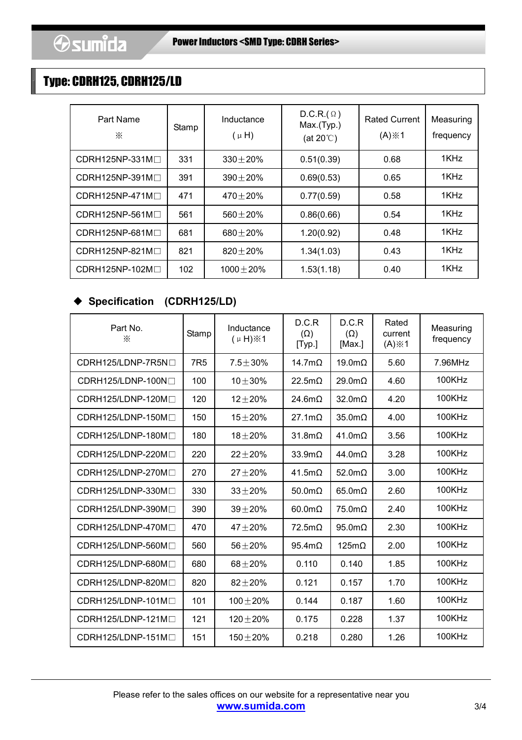## Type: CDRH125, CDRH125/LD

| Part Name ※ | Stamp | Inductance (μH) | D.C.R.(Ω) Max.(Typ.) (at 20℃) | Rated Current (A)※1 | Measuring frequency |
|---|---|---|---|---|---|
| CDRH125NP-331M□ | 331 | 330±20% | 0.51(0.39) | 0.68 | 1KHz |
| CDRH125NP-391M□ | 391 | 390±20% | 0.69(0.53) | 0.65 | 1KHz |
| CDRH125NP-471M□ | 471 | 470±20% | 0.77(0.59) | 0.58 | 1KHz |
| CDRH125NP-561M□ | 561 | 560±20% | 0.86(0.66) | 0.54 | 1KHz |
| CDRH125NP-681M□ | 681 | 680±20% | 1.20(0.92) | 0.48 | 1KHz |
| CDRH125NP-821M□ | 821 | 820±20% | 1.34(1.03) | 0.43 | 1KHz |
| CDRH125NP-102M□ | 102 | 1000±20% | 1.53(1.18) | 0.40 | 1KHz |

### ◆ Specification (CDRH125/LD)

| Part No. ※ | Stamp | Inductance (μH)※1 | D.C.R (Ω) [Typ.] | D.C.R (Ω) [Max.] | Rated current (A)※1 | Measuring frequency |
|---|---|---|---|---|---|---|
| CDRH125/LDNP-7R5N□ | 7R5 | 7.5±30% | 14.7mΩ | 19.0mΩ | 5.60 | 7.96MHz |
| CDRH125/LDNP-100N□ | 100 | 10±30% | 22.5mΩ | 29.0mΩ | 4.60 | 100KHz |
| CDRH125/LDNP-120M□ | 120 | 12±20% | 24.6mΩ | 32.0mΩ | 4.20 | 100KHz |
| CDRH125/LDNP-150M□ | 150 | 15±20% | 27.1mΩ | 35.0mΩ | 4.00 | 100KHz |
| CDRH125/LDNP-180M□ | 180 | 18±20% | 31.8mΩ | 41.0mΩ | 3.56 | 100KHz |
| CDRH125/LDNP-220M□ | 220 | 22±20% | 33.9mΩ | 44.0mΩ | 3.28 | 100KHz |
| CDRH125/LDNP-270M□ | 270 | 27±20% | 41.5mΩ | 52.0mΩ | 3.00 | 100KHz |
| CDRH125/LDNP-330M□ | 330 | 33±20% | 50.0mΩ | 65.0mΩ | 2.60 | 100KHz |
| CDRH125/LDNP-390M□ | 390 | 39±20% | 60.0mΩ | 75.0mΩ | 2.40 | 100KHz |
| CDRH125/LDNP-470M□ | 470 | 47±20% | 72.5mΩ | 95.0mΩ | 2.30 | 100KHz |
| CDRH125/LDNP-560M□ | 560 | 56±20% | 95.4mΩ | 125mΩ | 2.00 | 100KHz |
| CDRH125/LDNP-680M□ | 680 | 68±20% | 0.110 | 0.140 | 1.85 | 100KHz |
| CDRH125/LDNP-820M□ | 820 | 82±20% | 0.121 | 0.157 | 1.70 | 100KHz |
| CDRH125/LDNP-101M□ | 101 | 100±20% | 0.144 | 0.187 | 1.60 | 100KHz |
| CDRH125/LDNP-121M□ | 121 | 120±20% | 0.175 | 0.228 | 1.37 | 100KHz |
| CDRH125/LDNP-151M□ | 151 | 150±20% | 0.218 | 0.280 | 1.26 | 100KHz |

Please refer to the sales offices on our website for a representative near you
www.sumida.com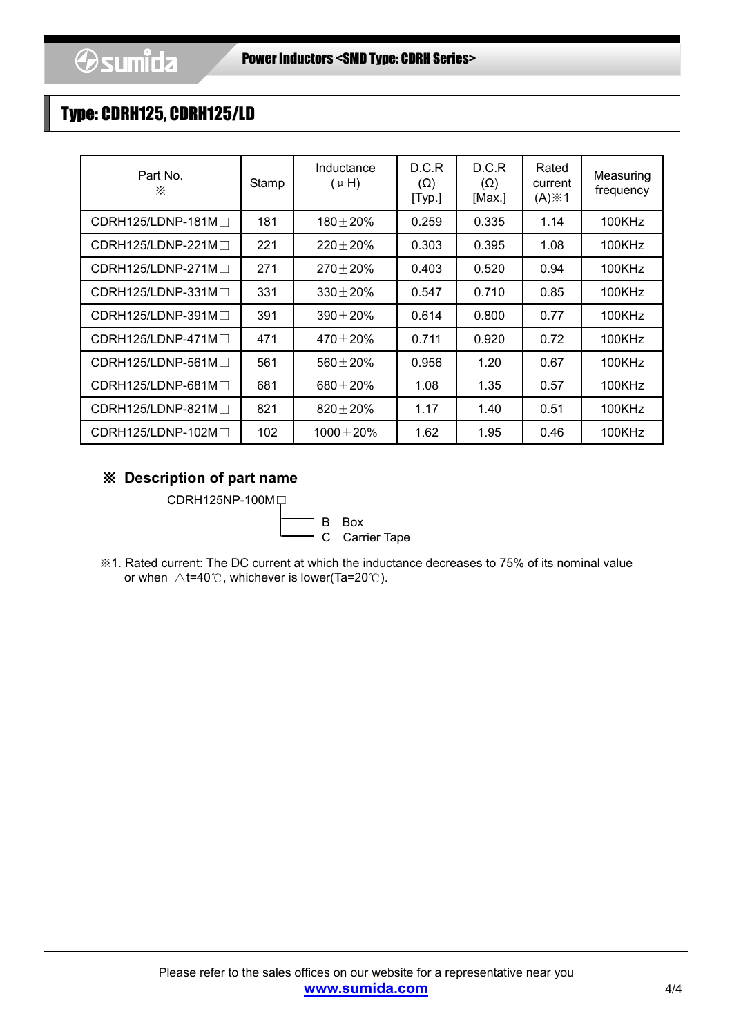## Type: CDRH125, CDRH125/LD

| Part No. ※ | Stamp | Inductance (μH) | D.C.R (Ω) [Typ.] | D.C.R (Ω) [Max.] | Rated current (A)※1 | Measuring frequency |
|---|---|---|---|---|---|---|
| CDRH125/LDNP-181M□ | 181 | 180±20% | 0.259 | 0.335 | 1.14 | 100KHz |
| CDRH125/LDNP-221M□ | 221 | 220±20% | 0.303 | 0.395 | 1.08 | 100KHz |
| CDRH125/LDNP-271M□ | 271 | 270±20% | 0.403 | 0.520 | 0.94 | 100KHz |
| CDRH125/LDNP-331M□ | 331 | 330±20% | 0.547 | 0.710 | 0.85 | 100KHz |
| CDRH125/LDNP-391M□ | 391 | 390±20% | 0.614 | 0.800 | 0.77 | 100KHz |
| CDRH125/LDNP-471M□ | 471 | 470±20% | 0.711 | 0.920 | 0.72 | 100KHz |
| CDRH125/LDNP-561M□ | 561 | 560±20% | 0.956 | 1.20 | 0.67 | 100KHz |
| CDRH125/LDNP-681M□ | 681 | 680±20% | 1.08 | 1.35 | 0.57 | 100KHz |
| CDRH125/LDNP-821M□ | 821 | 820±20% | 1.17 | 1.40 | 0.51 | 100KHz |
| CDRH125/LDNP-102M□ | 102 | 1000±20% | 1.62 | 1.95 | 0.46 | 100KHz |

### ※ Description of part name

CDRH125NP-100M□

- B Box
- C Carrier Tape

※1. Rated current: The DC current at which the inductance decreases to 75% of its nominal value or when △t=40℃, whichever is lower(Ta=20℃).

Please refer to the sales offices on our website for a representative near you
www.sumida.com